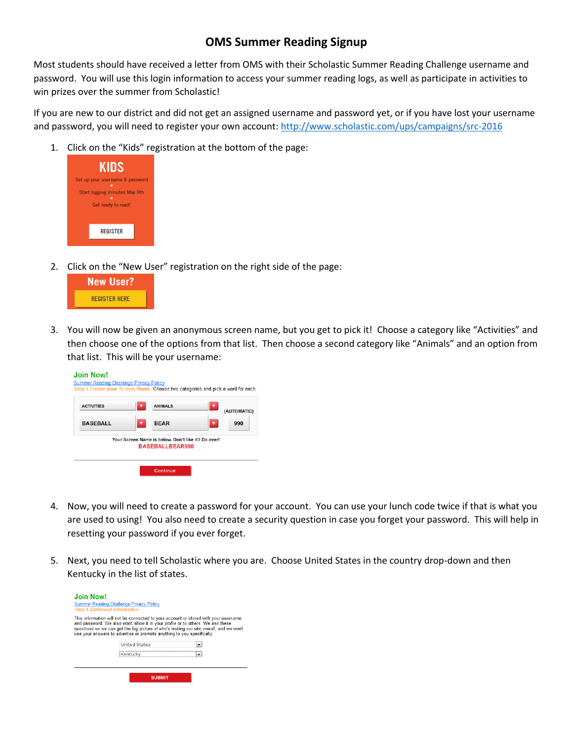# OMS Summer Reading Signup

Most students should have received a letter from OMS with their Scholastic Summer Reading Challenge username and password. You will use this login information to access your summer reading logs, as well as participate in activities to win prizes over the summer from Scholastic!

If you are new to our district and did not get an assigned username and password yet, or if you have lost your username and password, you will need to register your own account: http://www.scholastic.com/ups/campaigns/src-2016

1. Click on the "Kids" registration at the bottom of the page:

   KIDS
   Set up your username & password
   Start logging minutes May 9th
   Get ready to read!
   REGISTER

2. Click on the "New User" registration on the right side of the page:

   New User?
   REGISTER HERE

3. You will now be given an anonymous screen name, but you get to pick it! Choose a category like "Activities" and then choose one of the options from that list. Then choose a second category like "Animals" and an option from that list. This will be your username:

   Join Now!
   Summer Reading Challenge Privacy Policy
   Step:1 Create your Screen Name. Choose two categories and pick a word for each.

   | ACTIVITIES | ANIMALS | (AUTOMATIC) |
   |---|---|---|
   | BASEBALL | BEAR | 990 |

   Your Screen Name is below. Don't like it? Do over!
   BASEBALLBEAR990
   Continue

4. Now, you will need to create a password for your account. You can use your lunch code twice if that is what you are used to using! You also need to create a security question in case you forget your password. This will help in resetting your password if you ever forget.

5. Next, you need to tell Scholastic where you are. Choose United States in the country drop-down and then Kentucky in the list of states.

   Join Now!
   Summer Reading Challenge Privacy Policy
   Step:3 Additional Information
   This information will not be connected to your account or stored with your username and password. We also won't show it in your profile or to others. We ask these questions so we can get the big picture of who's visiting our site overall, and we won't use your answers to advertise or promote anything to you specifically.

   United States
   Kentucky
   SUBMIT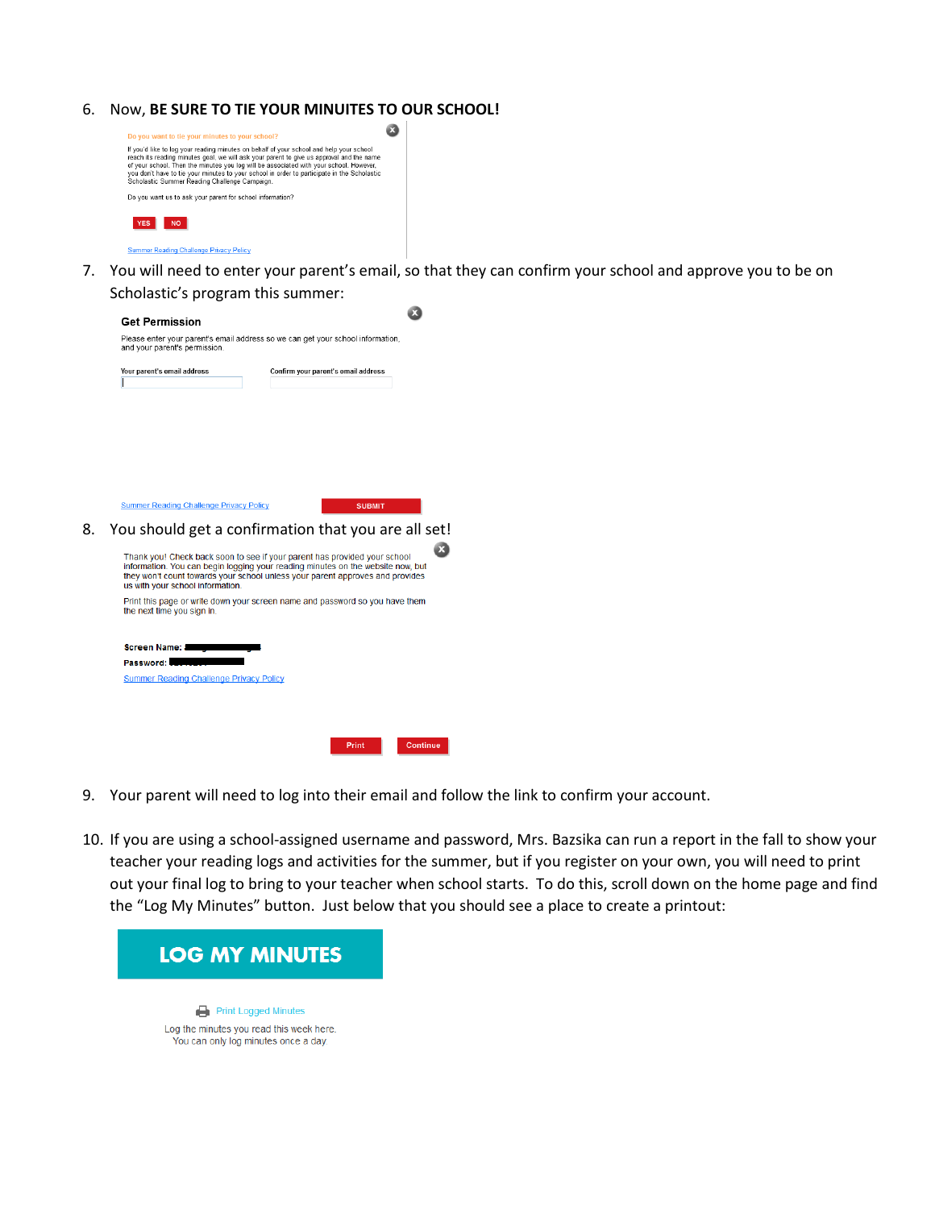6. Now, **BE SURE TO TIE YOUR MINUTES TO OUR SCHOOL!**

Do you want to tie your minutes to your school?

If you'd like to log your reading minutes on behalf of your school and help your school reach its reading minutes goal, we will ask your parent to give us approval and the name of your school. Then the minutes you log will be associated with your school. However, you don't have to tie your minutes to your school in order to participate in the Scholastic Scholastic Summer Reading Challenge Campaign.

Do you want us to ask your parent for school information?

YES NO

Summer Reading Challenge Privacy Policy

7. You will need to enter your parent's email, so that they can confirm your school and approve you to be on Scholastic's program this summer:

**Get Permission**

Please enter your parent's email address so we can get your school information, and your parent's permission.

Your parent's email address | Confirm your parent's email address

Summer Reading Challenge Privacy Policy SUBMIT

8. You should get a confirmation that you are all set!

Thank you! Check back soon to see if your parent has provided your school information. You can begin logging your reading minutes on the website now, but they won't count towards your school unless your parent approves and provides us with your school information.

Print this page or write down your screen name and password so you have them the next time you sign in.

Screen Name:
Password:

Summer Reading Challenge Privacy Policy

Print Continue

9. Your parent will need to log into their email and follow the link to confirm your account.

10. If you are using a school-assigned username and password, Mrs. Bazsika can run a report in the fall to show your teacher your reading logs and activities for the summer, but if you register on your own, you will need to print out your final log to bring to your teacher when school starts. To do this, scroll down on the home page and find the "Log My Minutes" button. Just below that you should see a place to create a printout:

LOG MY MINUTES

Print Logged Minutes

Log the minutes you read this week here.
You can only log minutes once a day.